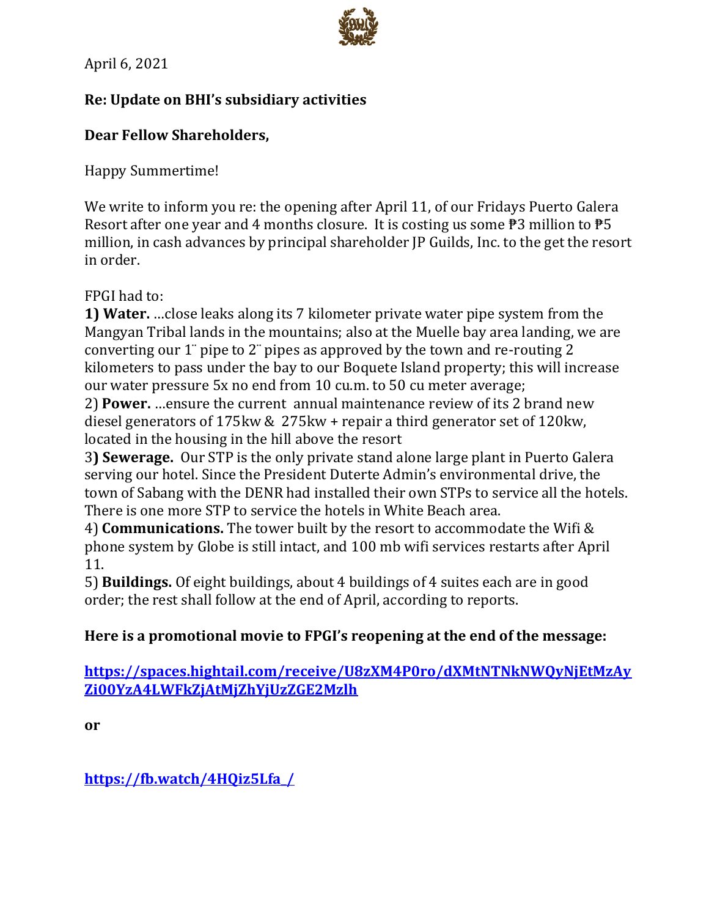April 6, 2021

**Re: Update on BHI's subsidiary activities**

**Dear Fellow Shareholders,**

Happy Summertime!

We write to inform you re: the opening after April 11, of our Fridays Puerto Galera Resort after one year and 4 months closure. It is costing us some ₱3 million to ₱5 million, in cash advances by principal shareholder JP Guilds, Inc. to the get the resort in order.

FPGI had to:

**1) Water.** …close leaks along its 7 kilometer private water pipe system from the Mangyan Tribal lands in the mountains; also at the Muelle bay area landing, we are converting our 1¨ pipe to 2¨ pipes as approved by the town and re-routing 2 kilometers to pass under the bay to our Boquete Island property; this will increase our water pressure 5x no end from 10 cu.m. to 50 cu meter average;

2) **Power.** …ensure the current annual maintenance review of its 2 brand new diesel generators of 175kw & 275kw + repair a third generator set of 120kw, located in the housing in the hill above the resort

3**) Sewerage.** Our STP is the only private stand alone large plant in Puerto Galera serving our hotel. Since the President Duterte Admin's environmental drive, the town of Sabang with the DENR had installed their own STPs to service all the hotels. There is one more STP to service the hotels in White Beach area.

4) **Communications.** The tower built by the resort to accommodate the Wifi & phone system by Globe is still intact, and 100 mb wifi services restarts after April 11.

5) **Buildings.** Of eight buildings, about 4 buildings of 4 suites each are in good order; the rest shall follow at the end of April, according to reports.

**Here is a promotional movie to FPGI's reopening at the end of the message:**

**https://spaces.hightail.com/receive/U8zXM4P0ro/dXMtNTNkNWQyNjEtMzAyZi00YzA4LWFkZjAtMjZhYjUzZGE2Mzlh**

**or**

**https://fb.watch/4HQiz5Lfa_/**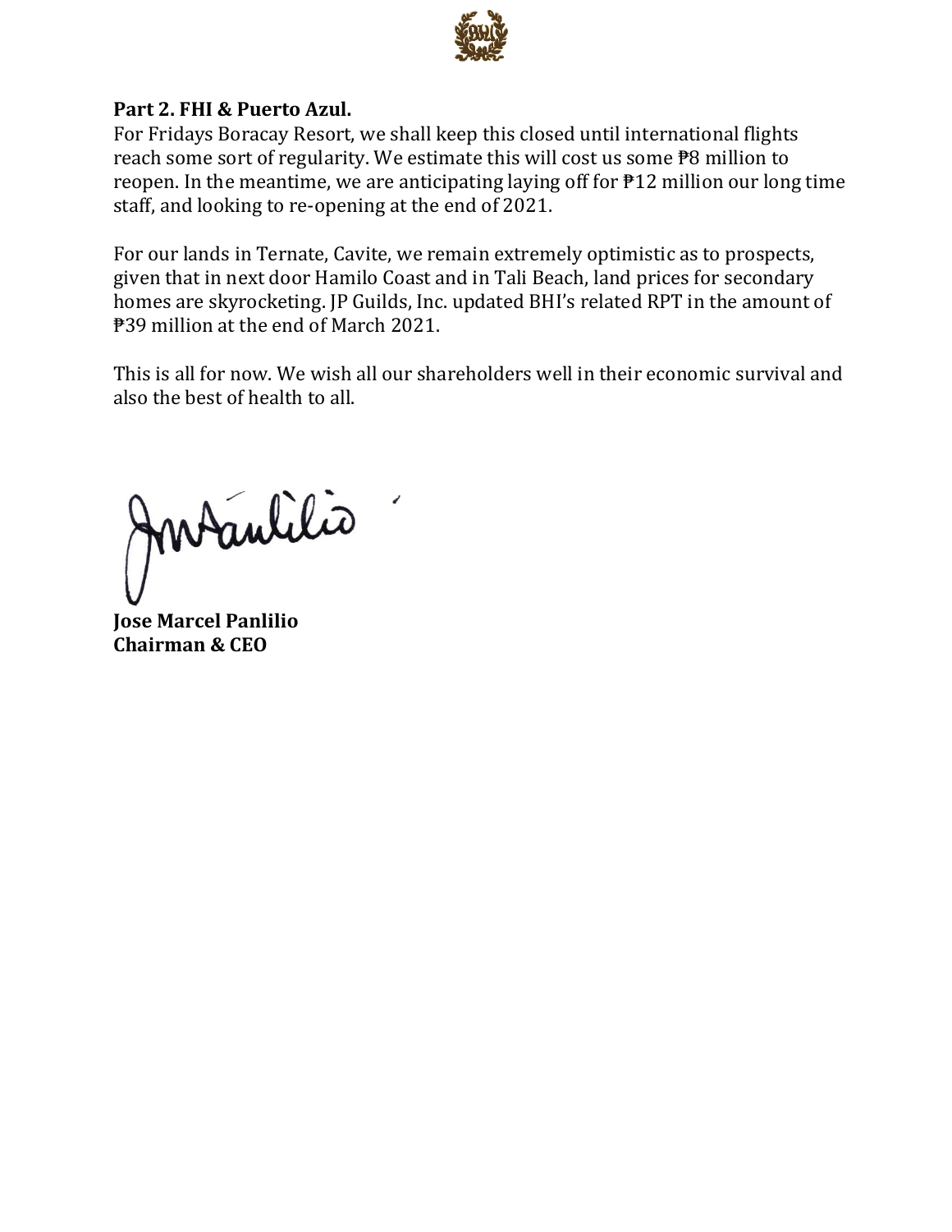**Part 2. FHI & Puerto Azul.**

For Fridays Boracay Resort, we shall keep this closed until international flights reach some sort of regularity. We estimate this will cost us some ₱8 million to reopen. In the meantime, we are anticipating laying off for ₱12 million our long time staff, and looking to re-opening at the end of 2021.

For our lands in Ternate, Cavite, we remain extremely optimistic as to prospects, given that in next door Hamilo Coast and in Tali Beach, land prices for secondary homes are skyrocketing. JP Guilds, Inc. updated BHI's related RPT in the amount of ₱39 million at the end of March 2021.

This is all for now. We wish all our shareholders well in their economic survival and also the best of health to all.

**Jose Marcel Panlilio**
**Chairman & CEO**